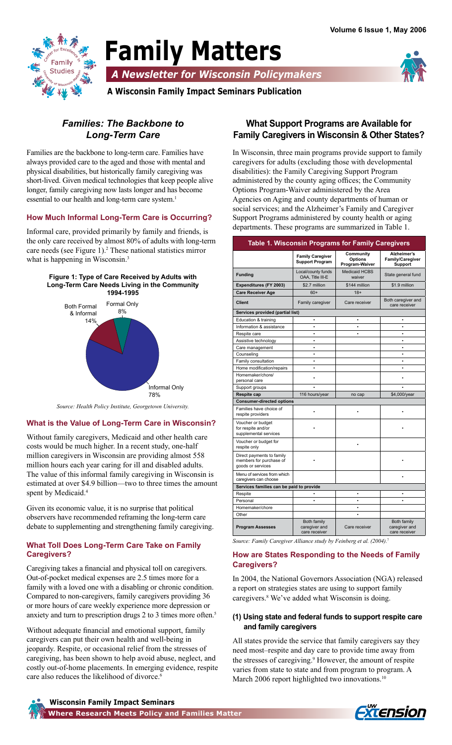# Family Matters

*A Newsletter for Wisconsin Policymakers*

**A Wisconsin Family Impact Seminars Publication**

Volume 6 Issue 1, May 2006

## *Families: The Backbone to Long-Term Care*

Families are the backbone to long-term care. Families have always provided care to the aged and those with mental and physical disabilities, but historically family caregiving was short-lived. Given medical technologies that keep people alive longer, family caregiving now lasts longer and has become essential to our health and long-term care system.[1]

### How Much Informal Long-Term Care is Occurring?

Informal care, provided primarily by family and friends, is the only care received by almost 80% of adults with long-term care needs (see Figure 1).[2] These national statistics mirror what is happening in Wisconsin.[3]

**Figure 1: Type of Care Received by Adults with Long-Term Care Needs Living in the Community 1994-1995**

Both Formal & Informal 14%

Formal Only 8%

Informal Only 78%

*Source: Health Policy Institute, Georgetown University.*

### What is the Value of Long-Term Care in Wisconsin?

Without family caregivers, Medicaid and other health care costs would be much higher. In a recent study, one-half million caregivers in Wisconsin are providing almost 558 million hours each year caring for ill and disabled adults. The value of this informal family caregiving in Wisconsin is estimated at over $4.9 billion—two to three times the amount spent by Medicaid.[4]

Given its economic value, it is no surprise that political observers have recommended reframing the long-term care debate to supplementing and strengthening family caregiving.

### What Toll Does Long-Term Care Take on Family Caregivers?

Caregiving takes a financial and physical toll on caregivers. Out-of-pocket medical expenses are 2.5 times more for a family with a loved one with a disabling or chronic condition. Compared to non-caregivers, family caregivers providing 36 or more hours of care weekly experience more depression or anxiety and turn to prescription drugs 2 to 3 times more often.[5]

Without adequate financial and emotional support, family caregivers can put their own health and well-being in jeopardy. Respite, or occasional relief from the stresses of caregiving, has been shown to help avoid abuse, neglect, and costly out-of-home placements. In emerging evidence, respite care also reduces the likelihood of divorce.[6]

## What Support Programs are Available for Family Caregivers in Wisconsin & Other States?

In Wisconsin, three main programs provide support to family caregivers for adults (excluding those with developmental disabilities): the Family Caregiving Support Program administered by the county aging offices; the Community Options Program-Waiver administered by the Area Agencies on Aging and county departments of human or social services; and the Alzheimer's Family and Caregiver Support Programs administered by county health or aging departments. These programs are summarized in Table 1.

**Table 1. Wisconsin Programs for Family Caregivers**

| | Family Caregiver Support Program | Community Options Program-Waiver | Alzheimer's Family/Caregiver Support |
|---|---|---|---|
| **Funding** | Local/county funds OAA, Title III-E | Medicaid HCBS waiver | State general fund |
| **Expenditures (FY 2003)** | $2.7 million | $144 million | $1.9 million |
| **Care Receiver Age** | 60+ | 18+ | |
| **Client** | Family caregiver | Care receiver | Both caregiver and care receiver |
| **Services provided (partial list)** | | | |
| Education & training | • | • | • |
| Information & assistance | • | • | • |
| Respite care | • | • | • |
| Assistive technology | • | | • |
| Care management | • | | • |
| Counseling | • | | • |
| Family consultation | • | | • |
| Home modification/repairs | • | | • |
| Homemaker/chore/personal care | • | | • |
| Support groups | • | | • |
| **Respite cap** | 116 hours/year | no cap | $4,000/year |
| **Consumer-directed options** | | | |
| Families have choice of respite providers | • | • | • |
| Voucher or budget for respite and/or supplemental services | • | | • |
| Voucher or budget for respite only | | • | |
| Direct payments to family members for purchase of goods or services | • | | • |
| Menu of services from which caregivers can choose | | | • |
| **Services families can be paid to provide** | | | |
| Respite | • | • | • |
| Personal | • | • | • |
| Homemaker/chore | | • | |
| Other | | • | |
| **Program Assesses** | Both family caregiver and care receiver | Care receiver | Both family caregiver and care receiver |

*Source: Family Caregiver Alliance study by Feinberg et al. (2004).*[7]

### How are States Responding to the Needs of Family Caregivers?

In 2004, the National Governors Association (NGA) released a report on strategies states are using to support family caregivers.[8] We've added what Wisconsin is doing.

#### (1) Using state and federal funds to support respite care and family caregivers

All states provide the service that family caregivers say they need most–respite and day care to provide time away from the stresses of caregiving.[9] However, the amount of respite varies from state to state and from program to program. A March 2006 report highlighted two innovations.[10]

**Wisconsin Family Impact Seminars**
**Where Research Meets Policy and Families Matter**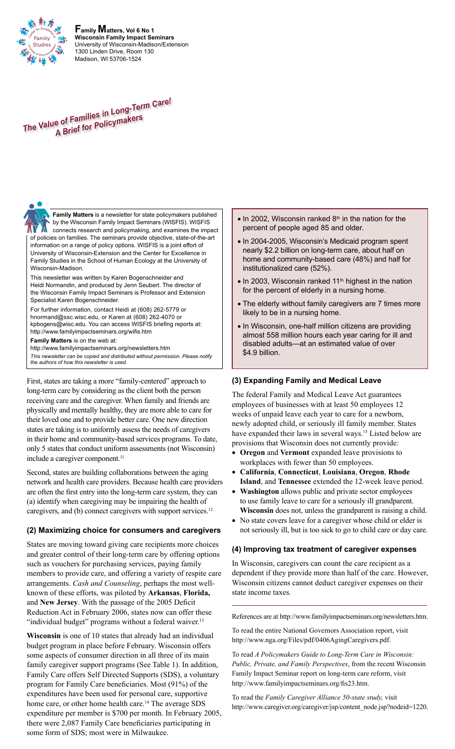**Family Matters, Vol 6 No 1**
**Wisconsin Family Impact Seminars**
University of Wisconsin-Madison/Extension
1300 Linden Drive, Room 130
Madison, WI 53706-1524

## The Value of Families in Long-Term Care! A Brief for Policymakers

**Family Matters** is a newsletter for state policymakers published by the Wisconsin Family Impact Seminars (WISFIS). WISFIS connects research and policymaking, and examines the impact of policies on families. The seminars provide objective, state-of-the-art information on a range of policy options. WISFIS is a joint effort of University of Wisconsin-Extension and the Center for Excellence in Family Studies in the School of Human Ecology at the University of Wisconsin-Madison.

This newsletter was written by Karen Bogenschneider and Heidi Normandin, and produced by Jenn Seubert. The director of the Wisconsin Family Impact Seminars is Professor and Extension Specialist Karen Bogenschneider.

For further information, contact Heidi at (608) 262-5779 or hnormand@ssc.wisc.edu, or Karen at (608) 262-4070 or kpbogens@wisc.edu. You can access WISFIS briefing reports at: http://www.familyimpactseminars.org/wifis.htm

**Family Matters** is on the web at:
http://www.familyimpactseminars.org/newsletters.htm

*This newsletter can be copied and distributed without permission. Please notify the authors of how this newsletter is used.*

First, states are taking a more "family-centered" approach to long-term care by considering as the client both the person receiving care and the caregiver. When family and friends are physically and mentally healthy, they are more able to care for their loved one and to provide better care. One new direction states are taking is to uniformly assess the needs of caregivers in their home and community-based services programs. To date, only 5 states that conduct uniform assessments (not Wisconsin) include a caregiver component.[11]

Second, states are building collaborations between the aging network and health care providers. Because health care providers are often the first entry into the long-term care system, they can (a) identify when caregiving may be impairing the health of caregivers, and (b) connect caregivers with support services.[12]

### (2) Maximizing choice for consumers and caregivers

States are moving toward giving care recipients more choices and greater control of their long-term care by offering options such as vouchers for purchasing services, paying family members to provide care, and offering a variety of respite care arrangements. *Cash and Counseling*, perhaps the most well-known of these efforts, was piloted by **Arkansas**, **Florida,** and **New Jersey**. With the passage of the 2005 Deficit Reduction Act in February 2006, states now can offer these "individual budget" programs without a federal waiver.[13]

**Wisconsin** is one of 10 states that already had an individual budget program in place before February. Wisconsin offers some aspects of consumer direction in all three of its main family caregiver support programs (See Table 1). In addition, Family Care offers Self Directed Supports (SDS), a voluntary program for Family Care beneficiaries. Most (91%) of the expenditures have been used for personal care, supportive home care, or other home health care.[14] The average SDS expenditure per member is $700 per month. In February 2005, there were 2,087 Family Care beneficiaries participating in some form of SDS; most were in Milwaukee.

- In 2002, Wisconsin ranked 8th in the nation for the percent of people aged 85 and older.
- In 2004-2005, Wisconsin's Medicaid program spent nearly $2.2 billion on long-term care, about half on home and community-based care (48%) and half for institutionalized care (52%).
- In 2003, Wisconsin ranked 11th highest in the nation for the percent of elderly in a nursing home.
- The elderly without family caregivers are 7 times more likely to be in a nursing home.
- In Wisconsin, one-half million citizens are providing almost 558 million hours each year caring for ill and disabled adults—at an estimated value of over $4.9 billion.

### (3) Expanding Family and Medical Leave

The federal Family and Medical Leave Act guarantees employees of businesses with at least 50 employees 12 weeks of unpaid leave each year to care for a newborn, newly adopted child, or seriously ill family member. States have expanded their laws in several ways.[15] Listed below are provisions that Wisconsin does not currently provide:

- **Oregon** and **Vermont** expanded leave provisions to workplaces with fewer than 50 employees.
- **California**, **Connecticut**, **Louisiana**, **Oregon**, **Rhode Island**, and **Tennessee** extended the 12-week leave period.
- **Washington** allows public and private sector employees to use family leave to care for a seriously ill grandparent. **Wisconsin** does not, unless the grandparent is raising a child.
- No state covers leave for a caregiver whose child or elder is not seriously ill, but is too sick to go to child care or day care.

### (4) Improving tax treatment of caregiver expenses

In Wisconsin, caregivers can count the care recipient as a dependent if they provide more than half of the care. However, Wisconsin citizens cannot deduct caregiver expenses on their state income taxes.

References are at http://www.familyimpactseminars.org/newsletters.htm.

To read the entire National Governors Association report, visit http://www.nga.org/Files/pdf/0406AgingCaregivers.pdf.

To read *A Policymakers Guide to Long-Term Care in Wisconsin: Public, Private, and Family Perspectives*, from the recent Wisconsin Family Impact Seminar report on long-term care reform, visit http://www.familyimpactseminars.org/fis23.htm.

To read the *Family Caregiver Alliance 50-state study,* visit http://www.caregiver.org/caregiver/jsp/content_node.jsp?nodeid=1220.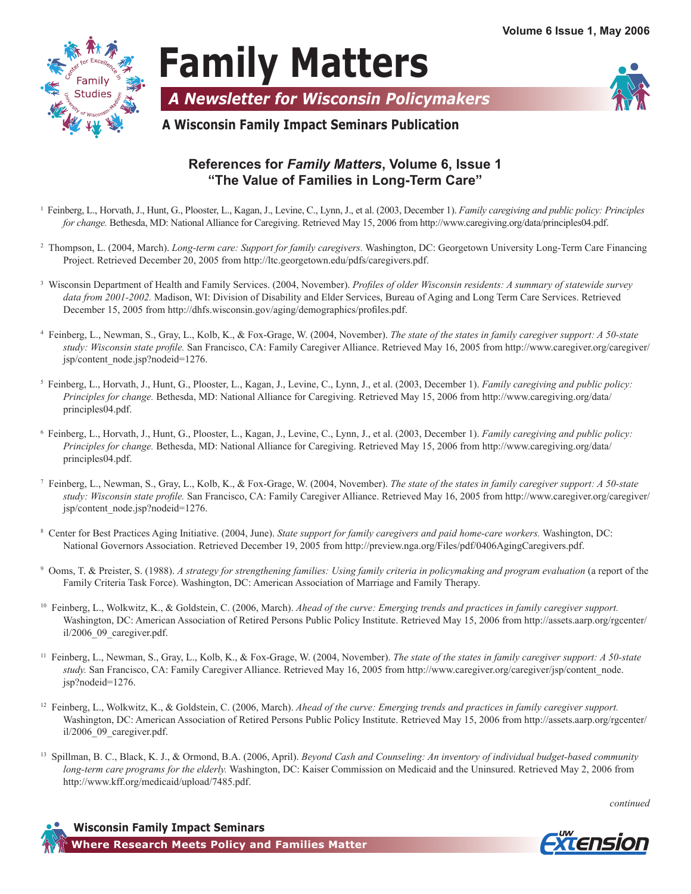# Family Matters

## *A Newsletter for Wisconsin Policymakers*

**A Wisconsin Family Impact Seminars Publication**

### References for *Family Matters*, Volume 6, Issue 1 "The Value of Families in Long-Term Care"

[1] Feinberg, L., Horvath, J., Hunt, G., Plooster, L., Kagan, J., Levine, C., Lynn, J., et al. (2003, December 1). *Family caregiving and public policy: Principles for change.* Bethesda, MD: National Alliance for Caregiving. Retrieved May 15, 2006 from http://www.caregiving.org/data/principles04.pdf.

[2] Thompson, L. (2004, March). *Long-term care: Support for family caregivers.* Washington, DC: Georgetown University Long-Term Care Financing Project. Retrieved December 20, 2005 from http://ltc.georgetown.edu/pdfs/caregivers.pdf.

[3] Wisconsin Department of Health and Family Services. (2004, November). *Profiles of older Wisconsin residents: A summary of statewide survey data from 2001-2002.* Madison, WI: Division of Disability and Elder Services, Bureau of Aging and Long Term Care Services. Retrieved December 15, 2005 from http://dhfs.wisconsin.gov/aging/demographics/profiles.pdf.

[4] Feinberg, L., Newman, S., Gray, L., Kolb, K., & Fox-Grage, W. (2004, November). *The state of the states in family caregiver support: A 50-state study: Wisconsin state profile.* San Francisco, CA: Family Caregiver Alliance. Retrieved May 16, 2005 from http://www.caregiver.org/caregiver/jsp/content_node.jsp?nodeid=1276.

[5] Feinberg, L., Horvath, J., Hunt, G., Plooster, L., Kagan, J., Levine, C., Lynn, J., et al. (2003, December 1). *Family caregiving and public policy: Principles for change.* Bethesda, MD: National Alliance for Caregiving. Retrieved May 15, 2006 from http://www.caregiving.org/data/principles04.pdf.

[6] Feinberg, L., Horvath, J., Hunt, G., Plooster, L., Kagan, J., Levine, C., Lynn, J., et al. (2003, December 1). *Family caregiving and public policy: Principles for change.* Bethesda, MD: National Alliance for Caregiving. Retrieved May 15, 2006 from http://www.caregiving.org/data/principles04.pdf.

[7] Feinberg, L., Newman, S., Gray, L., Kolb, K., & Fox-Grage, W. (2004, November). *The state of the states in family caregiver support: A 50-state study: Wisconsin state profile.* San Francisco, CA: Family Caregiver Alliance. Retrieved May 16, 2005 from http://www.caregiver.org/caregiver/jsp/content_node.jsp?nodeid=1276.

[8] Center for Best Practices Aging Initiative. (2004, June). *State support for family caregivers and paid home-care workers.* Washington, DC: National Governors Association. Retrieved December 19, 2005 from http://preview.nga.org/Files/pdf/0406AgingCaregivers.pdf.

[9] Ooms, T. & Preister, S. (1988). *A strategy for strengthening families: Using family criteria in policymaking and program evaluation* (a report of the Family Criteria Task Force). Washington, DC: American Association of Marriage and Family Therapy.

[10] Feinberg, L., Wolkwitz, K., & Goldstein, C. (2006, March). *Ahead of the curve: Emerging trends and practices in family caregiver support.* Washington, DC: American Association of Retired Persons Public Policy Institute. Retrieved May 15, 2006 from http://assets.aarp.org/rgcenter/il/2006_09_caregiver.pdf.

[11] Feinberg, L., Newman, S., Gray, L., Kolb, K., & Fox-Grage, W. (2004, November). *The state of the states in family caregiver support: A 50-state study.* San Francisco, CA: Family Caregiver Alliance. Retrieved May 16, 2005 from http://www.caregiver.org/caregiver/jsp/content_node.jsp?nodeid=1276.

[12] Feinberg, L., Wolkwitz, K., & Goldstein, C. (2006, March). *Ahead of the curve: Emerging trends and practices in family caregiver support.* Washington, DC: American Association of Retired Persons Public Policy Institute. Retrieved May 15, 2006 from http://assets.aarp.org/rgcenter/il/2006_09_caregiver.pdf.

[13] Spillman, B. C., Black, K. J., & Ormond, B.A. (2006, April). *Beyond Cash and Counseling: An inventory of individual budget-based community long-term care programs for the elderly.* Washington, DC: Kaiser Commission on Medicaid and the Uninsured. Retrieved May 2, 2006 from http://www.kff.org/medicaid/upload/7485.pdf.

*continued*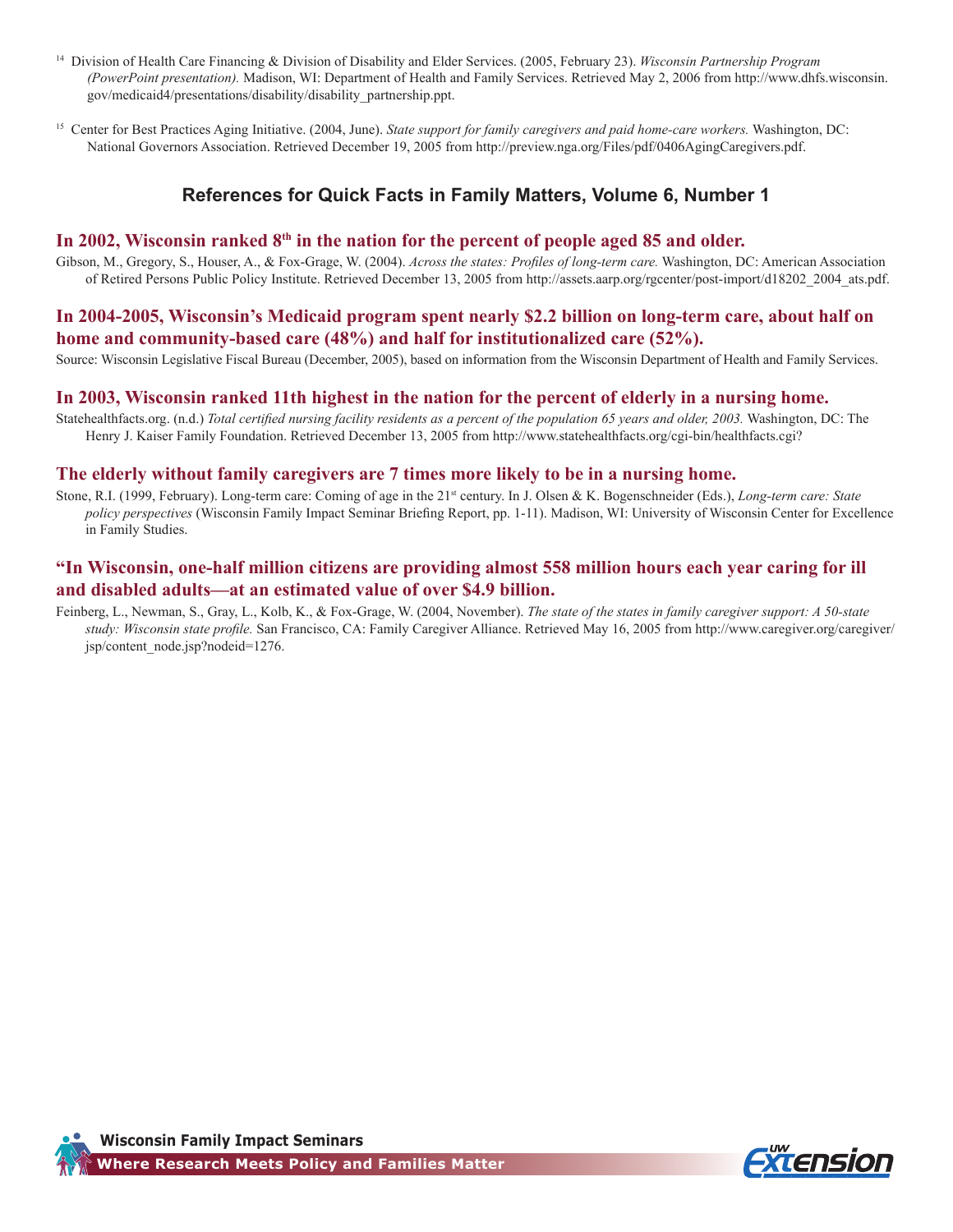[14] Division of Health Care Financing & Division of Disability and Elder Services. (2005, February 23). *Wisconsin Partnership Program (PowerPoint presentation).* Madison, WI: Department of Health and Family Services. Retrieved May 2, 2006 from http://www.dhfs.wisconsin.gov/medicaid4/presentations/disability/disability_partnership.ppt.

[15] Center for Best Practices Aging Initiative. (2004, June). *State support for family caregivers and paid home-care workers.* Washington, DC: National Governors Association. Retrieved December 19, 2005 from http://preview.nga.org/Files/pdf/0406AgingCaregivers.pdf.

## References for Quick Facts in Family Matters, Volume 6, Number 1

### In 2002, Wisconsin ranked 8th in the nation for the percent of people aged 85 and older.

Gibson, M., Gregory, S., Houser, A., & Fox-Grage, W. (2004). *Across the states: Profiles of long-term care.* Washington, DC: American Association of Retired Persons Public Policy Institute. Retrieved December 13, 2005 from http://assets.aarp.org/rgcenter/post-import/d18202_2004_ats.pdf.

### In 2004-2005, Wisconsin's Medicaid program spent nearly $2.2 billion on long-term care, about half on home and community-based care (48%) and half for institutionalized care (52%).

Source: Wisconsin Legislative Fiscal Bureau (December, 2005), based on information from the Wisconsin Department of Health and Family Services.

### In 2003, Wisconsin ranked 11th highest in the nation for the percent of elderly in a nursing home.

Statehealthfacts.org. (n.d.) *Total certified nursing facility residents as a percent of the population 65 years and older, 2003.* Washington, DC: The Henry J. Kaiser Family Foundation. Retrieved December 13, 2005 from http://www.statehealthfacts.org/cgi-bin/healthfacts.cgi?

### The elderly without family caregivers are 7 times more likely to be in a nursing home.

Stone, R.I. (1999, February). Long-term care: Coming of age in the 21st century. In J. Olsen & K. Bogenschneider (Eds.), *Long-term care: State policy perspectives* (Wisconsin Family Impact Seminar Briefing Report, pp. 1-11). Madison, WI: University of Wisconsin Center for Excellence in Family Studies.

### "In Wisconsin, one-half million citizens are providing almost 558 million hours each year caring for ill and disabled adults—at an estimated value of over $4.9 billion.

Feinberg, L., Newman, S., Gray, L., Kolb, K., & Fox-Grage, W. (2004, November). *The state of the states in family caregiver support: A 50-state study: Wisconsin state profile.* San Francisco, CA: Family Caregiver Alliance. Retrieved May 16, 2005 from http://www.caregiver.org/caregiver/jsp/content_node.jsp?nodeid=1276.